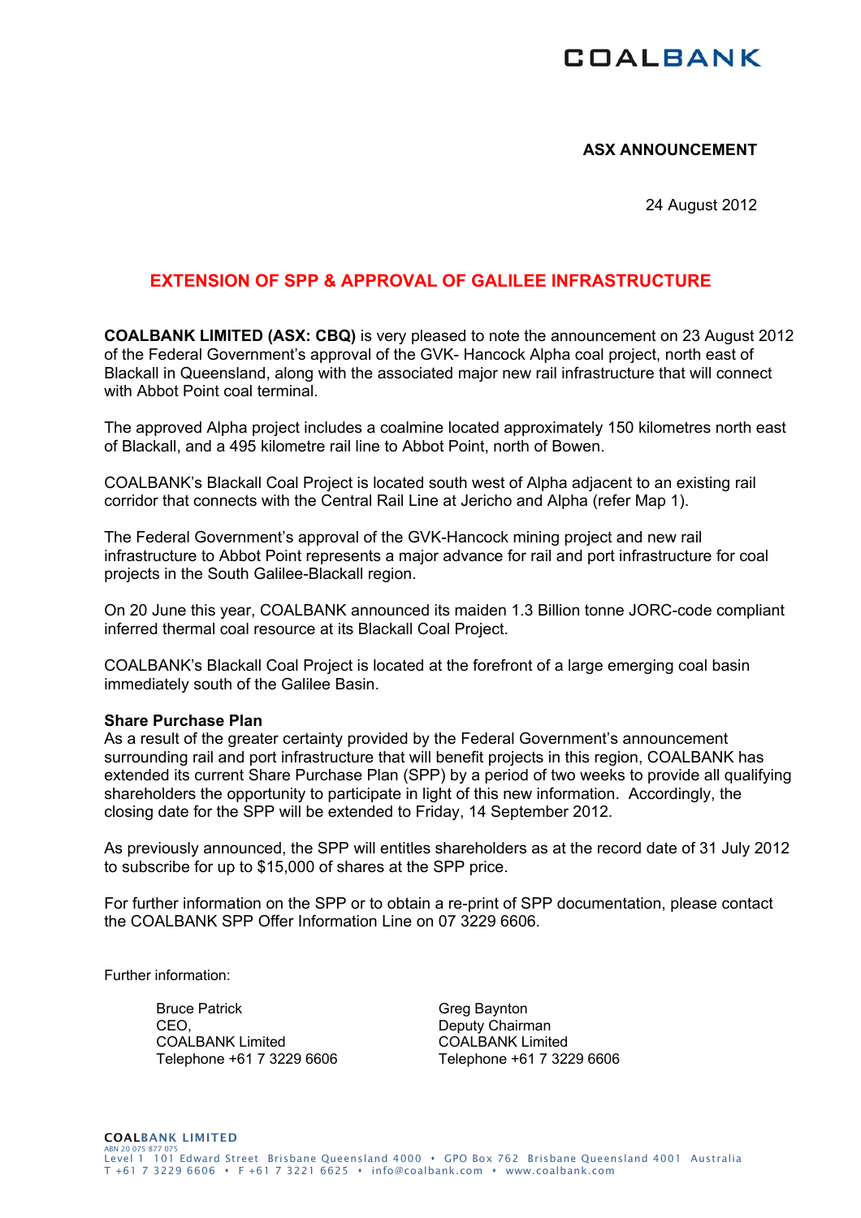COALBANK

**ASX ANNOUNCEMENT**

24 August 2012

# EXTENSION OF SPP & APPROVAL OF GALILEE INFRASTRUCTURE

**COALBANK LIMITED (ASX: CBQ)** is very pleased to note the announcement on 23 August 2012 of the Federal Government's approval of the GVK- Hancock Alpha coal project, north east of Blackall in Queensland, along with the associated major new rail infrastructure that will connect with Abbot Point coal terminal.

The approved Alpha project includes a coalmine located approximately 150 kilometres north east of Blackall, and a 495 kilometre rail line to Abbot Point, north of Bowen.

COALBANK's Blackall Coal Project is located south west of Alpha adjacent to an existing rail corridor that connects with the Central Rail Line at Jericho and Alpha (refer Map 1).

The Federal Government's approval of the GVK-Hancock mining project and new rail infrastructure to Abbot Point represents a major advance for rail and port infrastructure for coal projects in the South Galilee-Blackall region.

On 20 June this year, COALBANK announced its maiden 1.3 Billion tonne JORC-code compliant inferred thermal coal resource at its Blackall Coal Project.

COALBANK's Blackall Coal Project is located at the forefront of a large emerging coal basin immediately south of the Galilee Basin.

**Share Purchase Plan**

As a result of the greater certainty provided by the Federal Government's announcement surrounding rail and port infrastructure that will benefit projects in this region, COALBANK has extended its current Share Purchase Plan (SPP) by a period of two weeks to provide all qualifying shareholders the opportunity to participate in light of this new information. Accordingly, the closing date for the SPP will be extended to Friday, 14 September 2012.

As previously announced, the SPP will entitles shareholders as at the record date of 31 July 2012 to subscribe for up to $15,000 of shares at the SPP price.

For further information on the SPP or to obtain a re-print of SPP documentation, please contact the COALBANK SPP Offer Information Line on 07 3229 6606.

Further information:

Bruce Patrick
CEO,
COALBANK Limited
Telephone +61 7 3229 6606

Greg Baynton
Deputy Chairman
COALBANK Limited
Telephone +61 7 3229 6606

COALBANK LIMITED
ABN 20 075 877 075
Level 1 101 Edward Street Brisbane Queensland 4000 • GPO Box 762 Brisbane Queensland 4001 Australia
T +61 7 3229 6606 • F +61 7 3221 6625 • info@coalbank.com • www.coalbank.com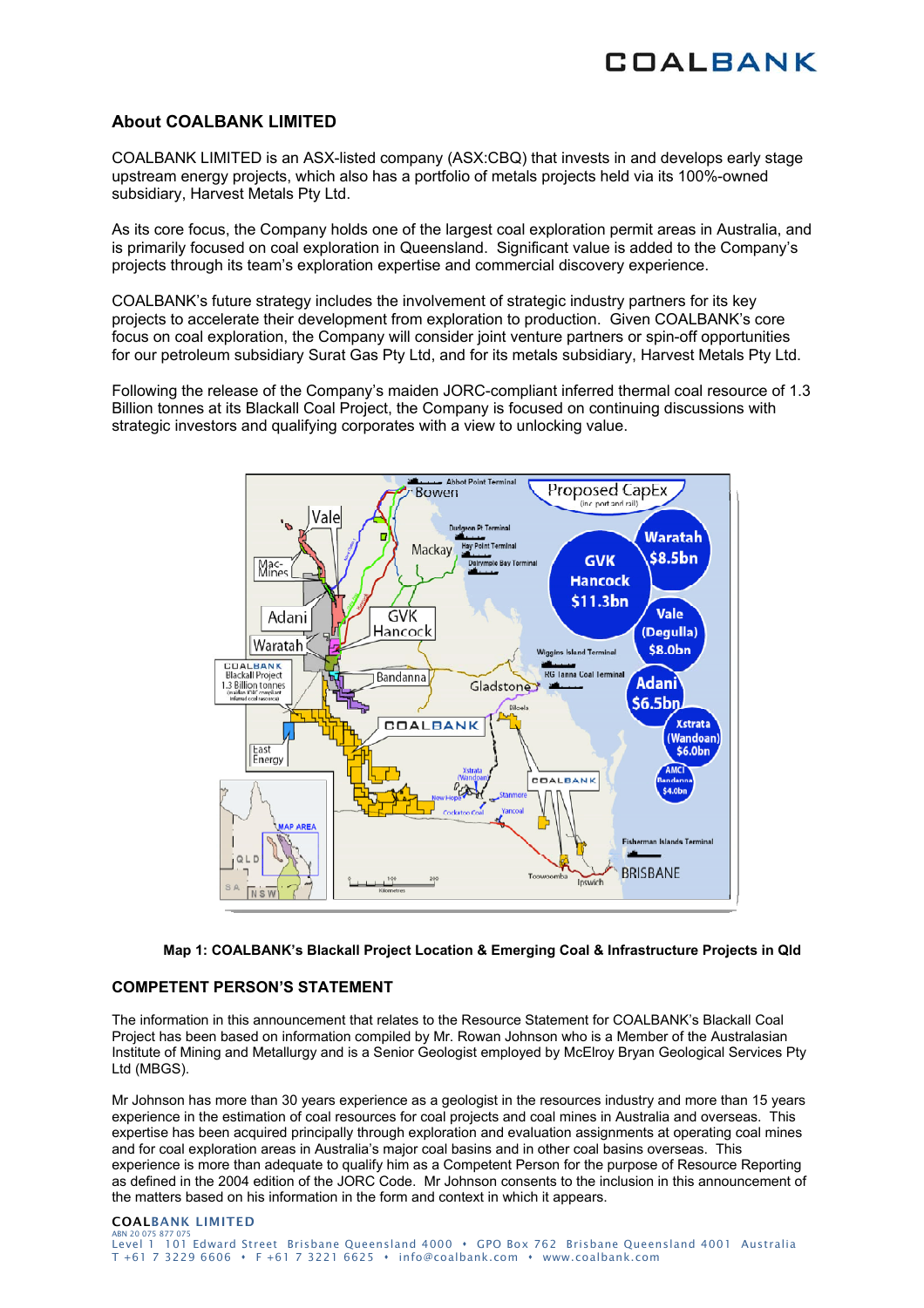## About COALBANK LIMITED

COALBANK LIMITED is an ASX-listed company (ASX:CBQ) that invests in and develops early stage upstream energy projects, which also has a portfolio of metals projects held via its 100%-owned subsidiary, Harvest Metals Pty Ltd.

As its core focus, the Company holds one of the largest coal exploration permit areas in Australia, and is primarily focused on coal exploration in Queensland. Significant value is added to the Company's projects through its team's exploration expertise and commercial discovery experience.

COALBANK's future strategy includes the involvement of strategic industry partners for its key projects to accelerate their development from exploration to production. Given COALBANK's core focus on coal exploration, the Company will consider joint venture partners or spin-off opportunities for our petroleum subsidiary Surat Gas Pty Ltd, and for its metals subsidiary, Harvest Metals Pty Ltd.

Following the release of the Company's maiden JORC-compliant inferred thermal coal resource of 1.3 Billion tonnes at its Blackall Coal Project, the Company is focused on continuing discussions with strategic investors and qualifying corporates with a view to unlocking value.

Proposed CapEx (inc port and rail)
Waratah $8.5bn
GVK Hancock $11.3bn
Vale (Degulla) $8.0bn
Adani $6.5bn
Xstrata (Wandoan) $6.0bn
AMCI Bandanna $4.0bn

Abbot Point Terminal
Bowen
Dudgeon Pt Terminal
Hay Point Terminal
Dalrymple Bay Terminal
Mackay
Wiggins Island Terminal
RG Tanna Coal Terminal
Gladstone
Fisherman Islands Terminal
BRISBANE
Toowoomba
Ipswich
Vale
Mac-Mines
Adani
GVK Hancock
Waratah
COALBANK Blackall Project 1.3 Billion tonnes
Bandanna
COALBANK
East Energy
Xstrata (Wandoan)
New Hope
Cockatoo Coal
Stanmore
Yancoal
MAP AREA
QLD
SA
NSW

**Map 1: COALBANK's Blackall Project Location & Emerging Coal & Infrastructure Projects in Qld**

## COMPETENT PERSON'S STATEMENT

The information in this announcement that relates to the Resource Statement for COALBANK's Blackall Coal Project has been based on information compiled by Mr. Rowan Johnson who is a Member of the Australasian Institute of Mining and Metallurgy and is a Senior Geologist employed by McElroy Bryan Geological Services Pty Ltd (MBGS).

Mr Johnson has more than 30 years experience as a geologist in the resources industry and more than 15 years experience in the estimation of coal resources for coal projects and coal mines in Australia and overseas. This expertise has been acquired principally through exploration and evaluation assignments at operating coal mines and for coal exploration areas in Australia's major coal basins and in other coal basins overseas. This experience is more than adequate to qualify him as a Competent Person for the purpose of Resource Reporting as defined in the 2004 edition of the JORC Code. Mr Johnson consents to the inclusion in this announcement of the matters based on his information in the form and context in which it appears.